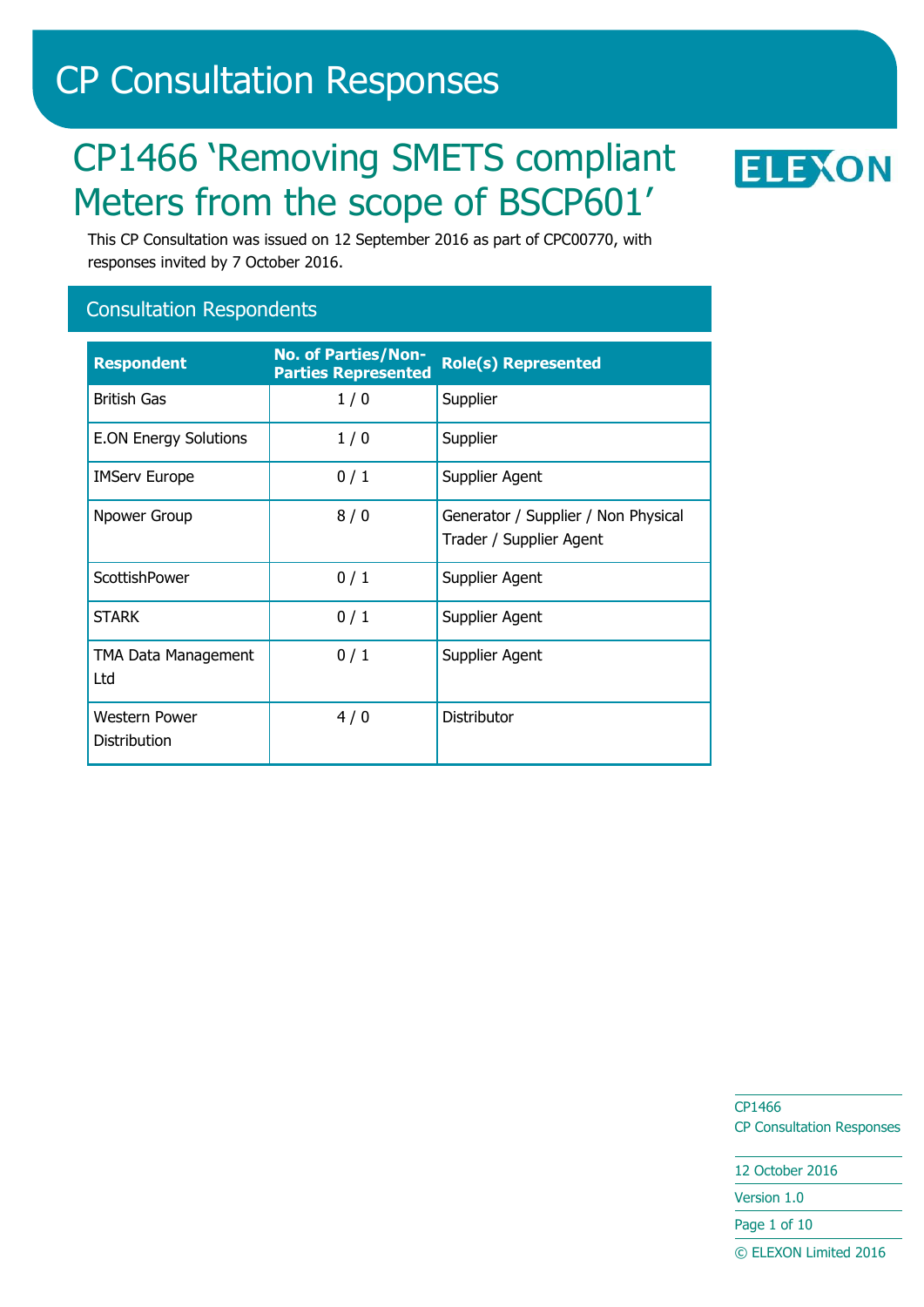# CP Consultation Responses

## CP1466 'Removing SMETS compliant Meters from the scope of BSCP601'

This CP Consultation was issued on 12 September 2016 as part of CPC00770, with responses invited by 7 October 2016.

## Consultation Respondents

| Respondent | No. of Parties/Non-Parties Represented | Role(s) Represented |
|---|---|---|
| British Gas | 1 / 0 | Supplier |
| E.ON Energy Solutions | 1 / 0 | Supplier |
| IMServ Europe | 0 / 1 | Supplier Agent |
| Npower Group | 8 / 0 | Generator / Supplier / Non Physical Trader / Supplier Agent |
| ScottishPower | 0 / 1 | Supplier Agent |
| STARK | 0 / 1 | Supplier Agent |
| TMA Data Management Ltd | 0 / 1 | Supplier Agent |
| Western Power Distribution | 4 / 0 | Distributor |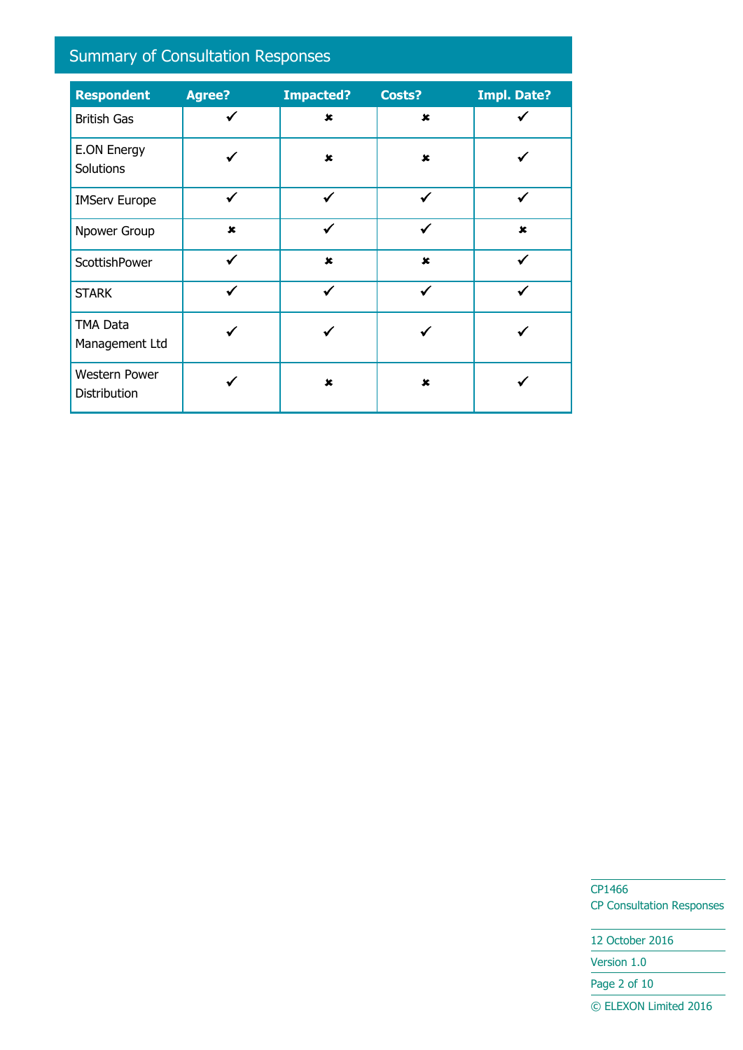## Summary of Consultation Responses

| Respondent | Agree? | Impacted? | Costs? | Impl. Date? |
|---|---|---|---|---|
| British Gas | ✔ | ✘ | ✘ | ✔ |
| E.ON Energy Solutions | ✔ | ✘ | ✘ | ✔ |
| IMServ Europe | ✔ | ✔ | ✔ | ✔ |
| Npower Group | ✘ | ✔ | ✔ | ✘ |
| ScottishPower | ✔ | ✘ | ✘ | ✔ |
| STARK | ✔ | ✔ | ✔ | ✔ |
| TMA Data Management Ltd | ✔ | ✔ | ✔ | ✔ |
| Western Power Distribution | ✔ | ✘ | ✘ | ✔ |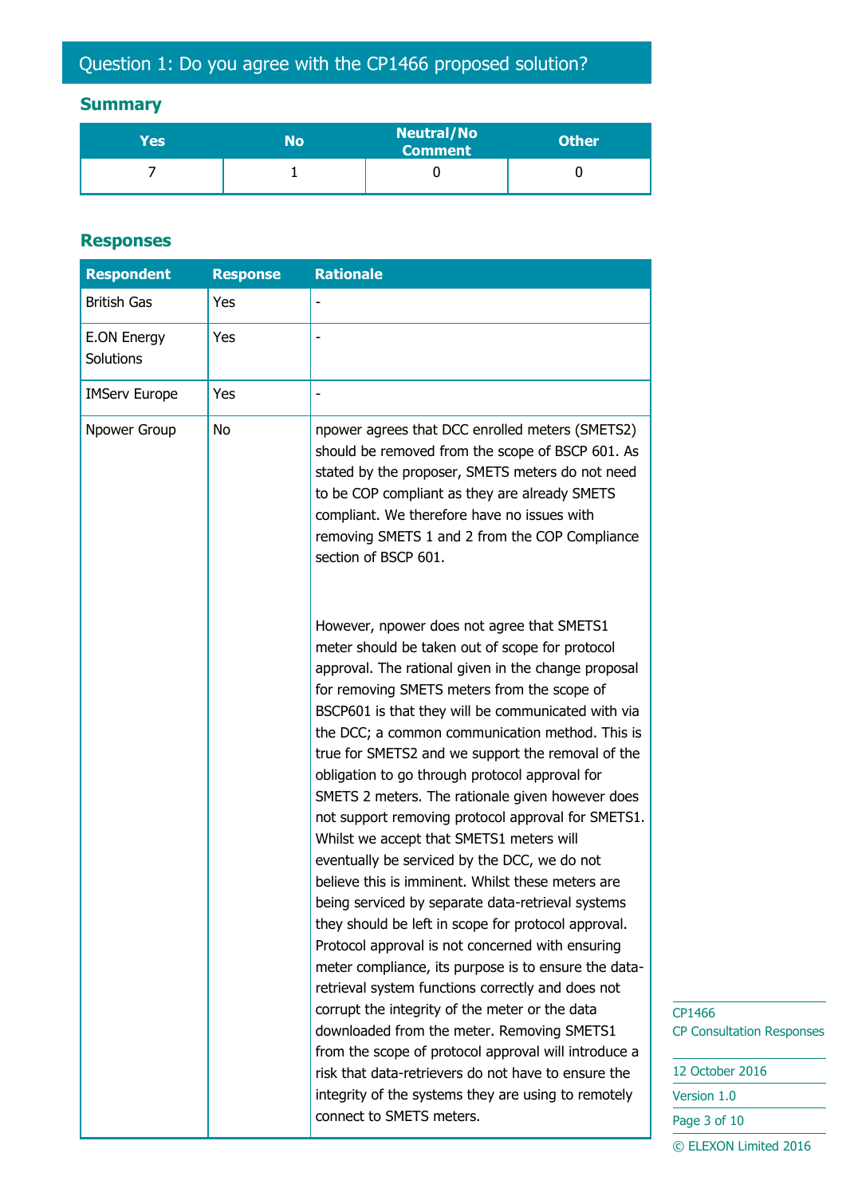## Question 1: Do you agree with the CP1466 proposed solution?

### Summary

| Yes | No | Neutral/No Comment | Other |
|---|---|---|---|
| 7 | 1 | 0 | 0 |

### Responses

| Respondent | Response | Rationale |
|---|---|---|
| British Gas | Yes | - |
| E.ON Energy Solutions | Yes | - |
| IMServ Europe | Yes | - |
| Npower Group | No | npower agrees that DCC enrolled meters (SMETS2) should be removed from the scope of BSCP 601. As stated by the proposer, SMETS meters do not need to be COP compliant as they are already SMETS compliant. We therefore have no issues with removing SMETS 1 and 2 from the COP Compliance section of BSCP 601.<br><br>However, npower does not agree that SMETS1 meter should be taken out of scope for protocol approval. The rational given in the change proposal for removing SMETS meters from the scope of BSCP601 is that they will be communicated with via the DCC; a common communication method. This is true for SMETS2 and we support the removal of the obligation to go through protocol approval for SMETS 2 meters. The rationale given however does not support removing protocol approval for SMETS1. Whilst we accept that SMETS1 meters will eventually be serviced by the DCC, we do not believe this is imminent. Whilst these meters are being serviced by separate data-retrieval systems they should be left in scope for protocol approval. Protocol approval is not concerned with ensuring meter compliance, its purpose is to ensure the data-retrieval system functions correctly and does not corrupt the integrity of the meter or the data downloaded from the meter. Removing SMETS1 from the scope of protocol approval will introduce a risk that data-retrievers do not have to ensure the integrity of the systems they are using to remotely connect to SMETS meters. |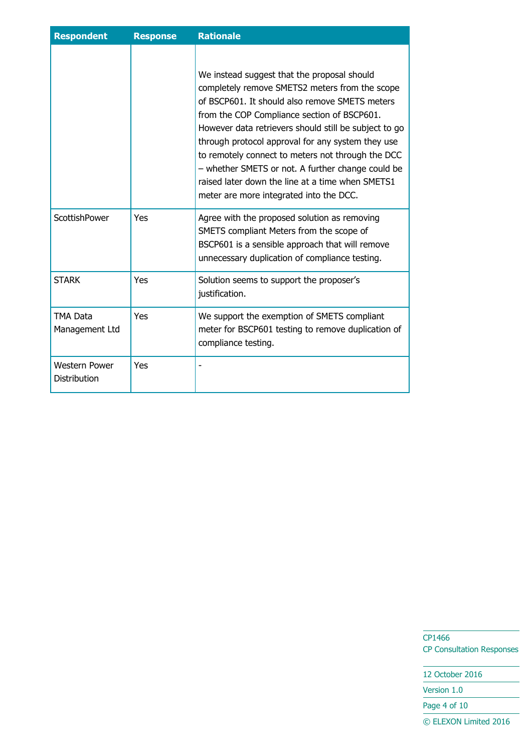| Respondent | Response | Rationale |
|---|---|---|
| | | We instead suggest that the proposal should completely remove SMETS2 meters from the scope of BSCP601. It should also remove SMETS meters from the COP Compliance section of BSCP601. However data retrievers should still be subject to go through protocol approval for any system they use to remotely connect to meters not through the DCC – whether SMETS or not. A further change could be raised later down the line at a time when SMETS1 meter are more integrated into the DCC. |
| ScottishPower | Yes | Agree with the proposed solution as removing SMETS compliant Meters from the scope of BSCP601 is a sensible approach that will remove unnecessary duplication of compliance testing. |
| STARK | Yes | Solution seems to support the proposer's justification. |
| TMA Data Management Ltd | Yes | We support the exemption of SMETS compliant meter for BSCP601 testing to remove duplication of compliance testing. |
| Western Power Distribution | Yes | - |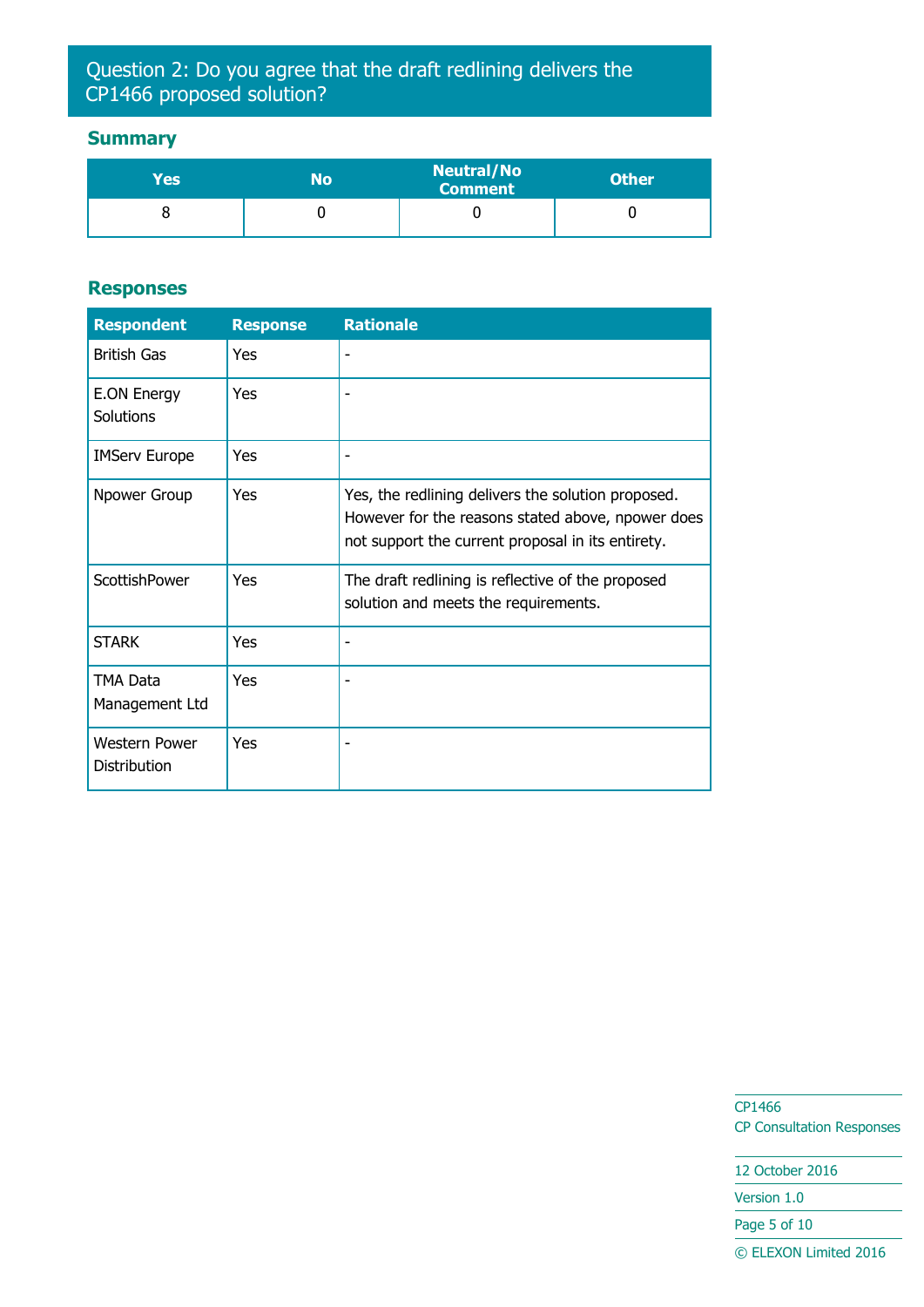## Question 2: Do you agree that the draft redlining delivers the CP1466 proposed solution?

### Summary

| Yes | No | Neutral/No Comment | Other |
|---|---|---|---|
| 8 | 0 | 0 | 0 |

### Responses

| Respondent | Response | Rationale |
|---|---|---|
| British Gas | Yes | - |
| E.ON Energy Solutions | Yes | - |
| IMServ Europe | Yes | - |
| Npower Group | Yes | Yes, the redlining delivers the solution proposed. However for the reasons stated above, npower does not support the current proposal in its entirety. |
| ScottishPower | Yes | The draft redlining is reflective of the proposed solution and meets the requirements. |
| STARK | Yes | - |
| TMA Data Management Ltd | Yes | - |
| Western Power Distribution | Yes | - |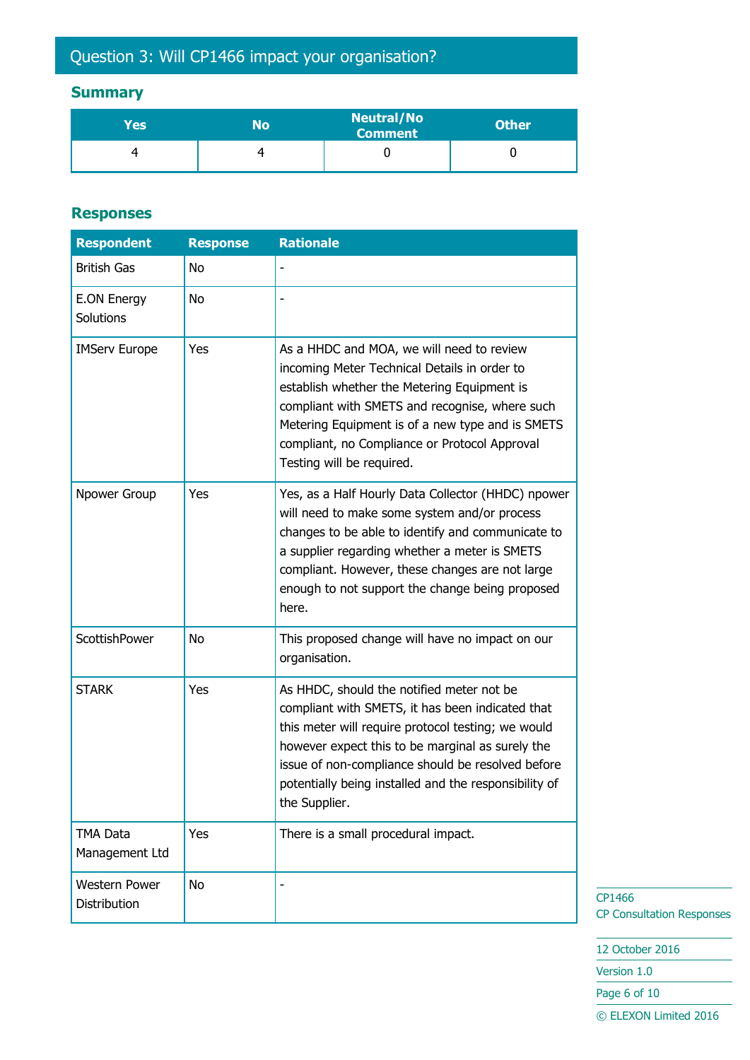## Question 3: Will CP1466 impact your organisation?

### Summary

| Yes | No | Neutral/No Comment | Other |
|---|---|---|---|
| 4 | 4 | 0 | 0 |

### Responses

| Respondent | Response | Rationale |
|---|---|---|
| British Gas | No | - |
| E.ON Energy Solutions | No | - |
| IMServ Europe | Yes | As a HHDC and MOA, we will need to review incoming Meter Technical Details in order to establish whether the Metering Equipment is compliant with SMETS and recognise, where such Metering Equipment is of a new type and is SMETS compliant, no Compliance or Protocol Approval Testing will be required. |
| Npower Group | Yes | Yes, as a Half Hourly Data Collector (HHDC) npower will need to make some system and/or process changes to be able to identify and communicate to a supplier regarding whether a meter is SMETS compliant. However, these changes are not large enough to not support the change being proposed here. |
| ScottishPower | No | This proposed change will have no impact on our organisation. |
| STARK | Yes | As HHDC, should the notified meter not be compliant with SMETS, it has been indicated that this meter will require protocol testing; we would however expect this to be marginal as surely the issue of non-compliance should be resolved before potentially being installed and the responsibility of the Supplier. |
| TMA Data Management Ltd | Yes | There is a small procedural impact. |
| Western Power Distribution | No | - |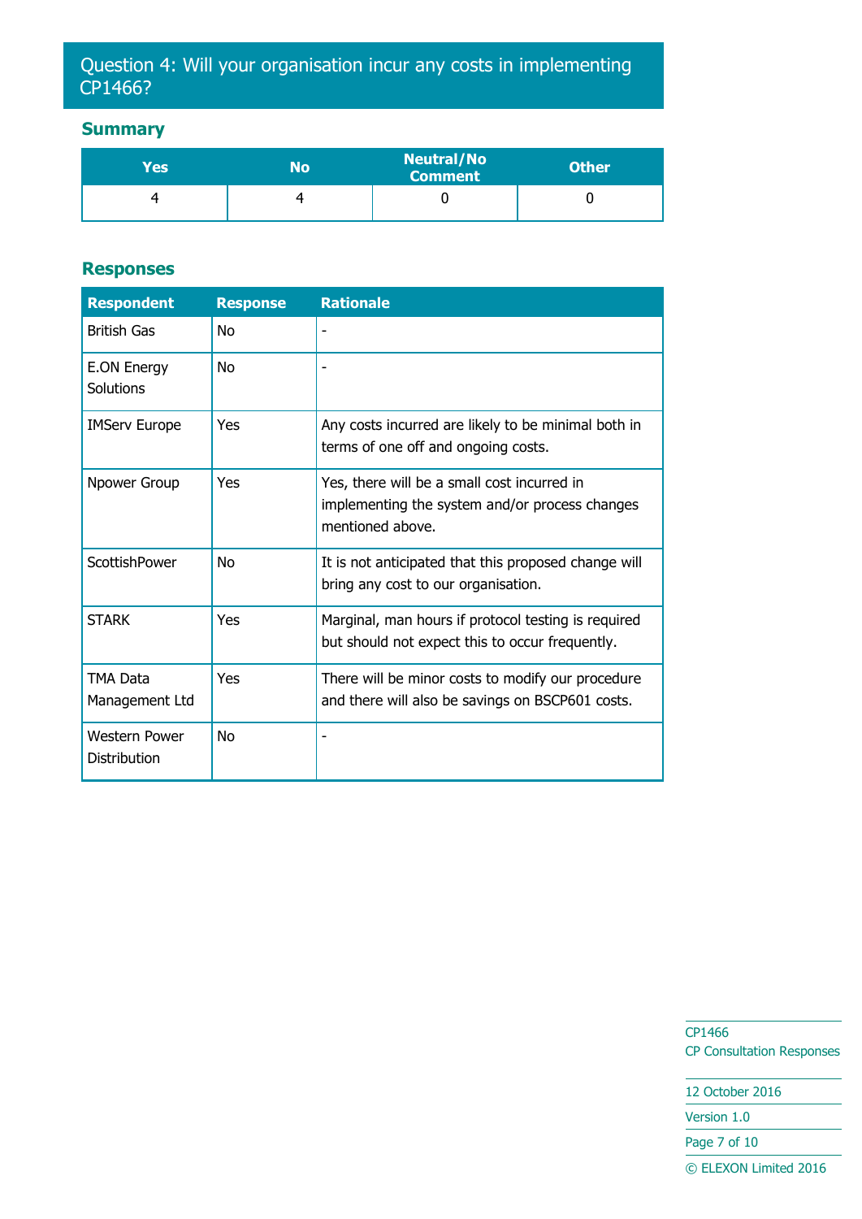## Question 4: Will your organisation incur any costs in implementing CP1466?

### Summary

| Yes | No | Neutral/No Comment | Other |
|---|---|---|---|
| 4 | 4 | 0 | 0 |

### Responses

| Respondent | Response | Rationale |
|---|---|---|
| British Gas | No | - |
| E.ON Energy Solutions | No | - |
| IMServ Europe | Yes | Any costs incurred are likely to be minimal both in terms of one off and ongoing costs. |
| Npower Group | Yes | Yes, there will be a small cost incurred in implementing the system and/or process changes mentioned above. |
| ScottishPower | No | It is not anticipated that this proposed change will bring any cost to our organisation. |
| STARK | Yes | Marginal, man hours if protocol testing is required but should not expect this to occur frequently. |
| TMA Data Management Ltd | Yes | There will be minor costs to modify our procedure and there will also be savings on BSCP601 costs. |
| Western Power Distribution | No | - |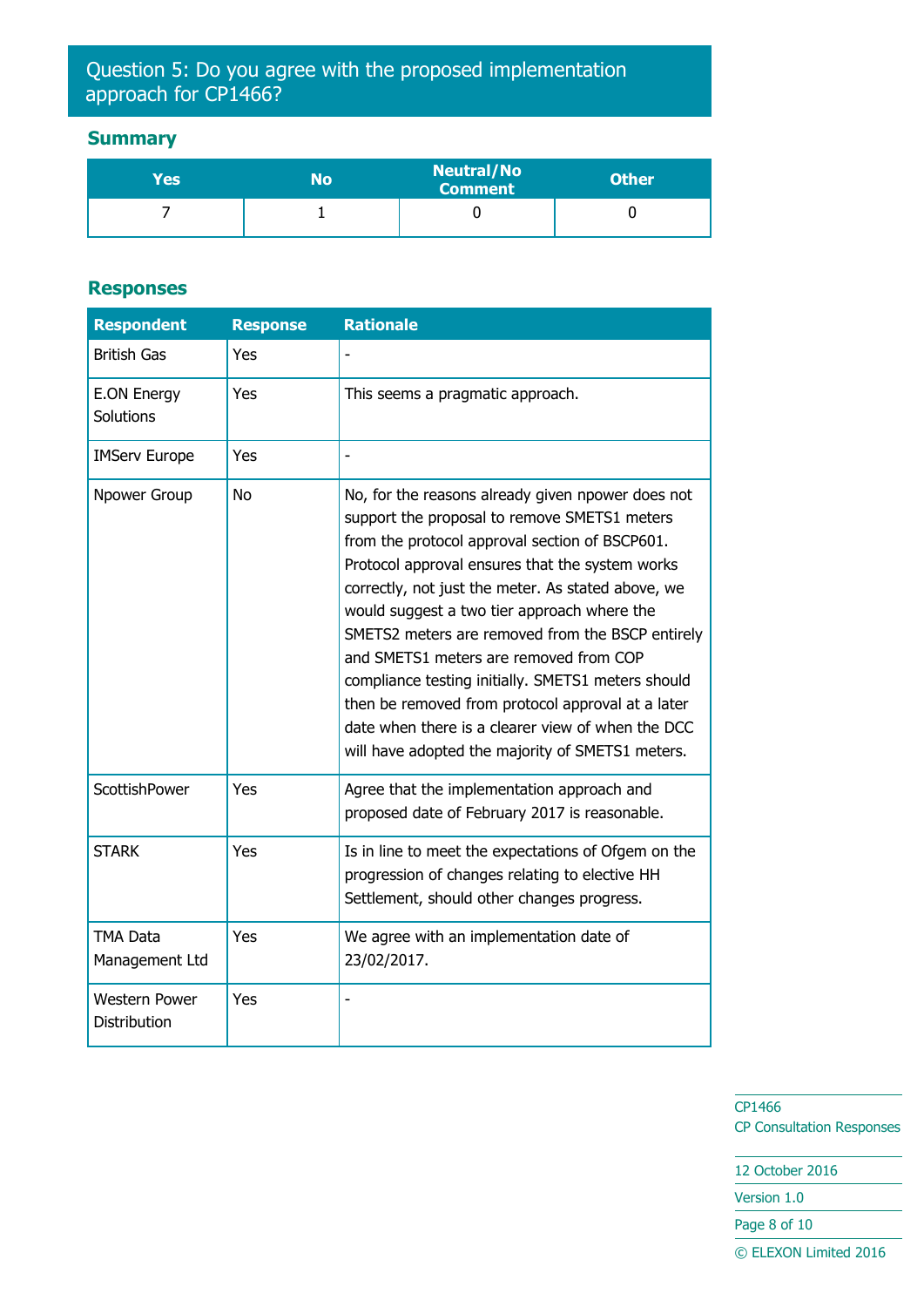## Question 5: Do you agree with the proposed implementation approach for CP1466?

### Summary

| Yes | No | Neutral/No Comment | Other |
|---|---|---|---|
| 7 | 1 | 0 | 0 |

### Responses

| Respondent | Response | Rationale |
|---|---|---|
| British Gas | Yes | - |
| E.ON Energy Solutions | Yes | This seems a pragmatic approach. |
| IMServ Europe | Yes | - |
| Npower Group | No | No, for the reasons already given npower does not support the proposal to remove SMETS1 meters from the protocol approval section of BSCP601. Protocol approval ensures that the system works correctly, not just the meter. As stated above, we would suggest a two tier approach where the SMETS2 meters are removed from the BSCP entirely and SMETS1 meters are removed from COP compliance testing initially. SMETS1 meters should then be removed from protocol approval at a later date when there is a clearer view of when the DCC will have adopted the majority of SMETS1 meters. |
| ScottishPower | Yes | Agree that the implementation approach and proposed date of February 2017 is reasonable. |
| STARK | Yes | Is in line to meet the expectations of Ofgem on the progression of changes relating to elective HH Settlement, should other changes progress. |
| TMA Data Management Ltd | Yes | We agree with an implementation date of 23/02/2017. |
| Western Power Distribution | Yes | - |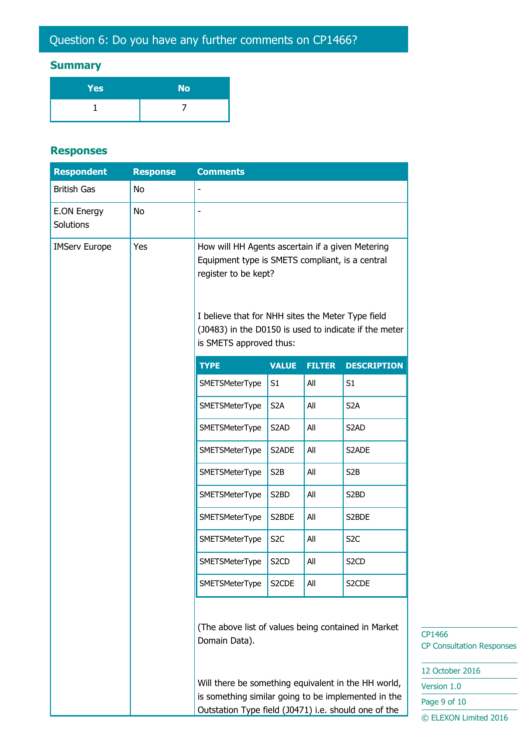## Question 6: Do you have any further comments on CP1466?

### Summary

| Yes | No |
|---|---|
| 1 | 7 |

### Responses

| Respondent | Response | Comments |
|---|---|---|
| British Gas | No | - |
| E.ON Energy Solutions | No | - |
| IMServ Europe | Yes | How will HH Agents ascertain if a given Metering Equipment type is SMETS compliant, is a central register to be kept?<br><br>I believe that for NHH sites the Meter Type field (J0483) in the D0150 is used to indicate if the meter is SMETS approved thus:<br><br>TYPE / VALUE / FILTER / DESCRIPTION<br>SMETSMeterType / S1 / All / S1<br>SMETSMeterType / S2A / All / S2A<br>SMETSMeterType / S2AD / All / S2AD<br>SMETSMeterType / S2ADE / All / S2ADE<br>SMETSMeterType / S2B / All / S2B<br>SMETSMeterType / S2BD / All / S2BD<br>SMETSMeterType / S2BDE / All / S2BDE<br>SMETSMeterType / S2C / All / S2C<br>SMETSMeterType / S2CD / All / S2CD<br>SMETSMeterType / S2CDE / All / S2CDE<br><br>(The above list of values being contained in Market Domain Data).<br><br>Will there be something equivalent in the HH world, is something similar going to be implemented in the Outstation Type field (J0471) i.e. should one of the |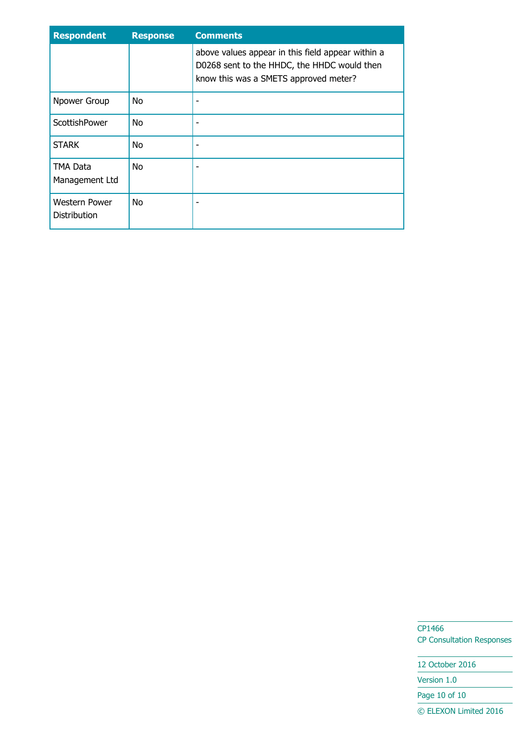| Respondent | Response | Comments |
| --- | --- | --- |
| | | above values appear in this field appear within a D0268 sent to the HHDC, the HHDC would then know this was a SMETS approved meter? |
| Npower Group | No | - |
| ScottishPower | No | - |
| STARK | No | - |
| TMA Data Management Ltd | No | - |
| Western Power Distribution | No | - |